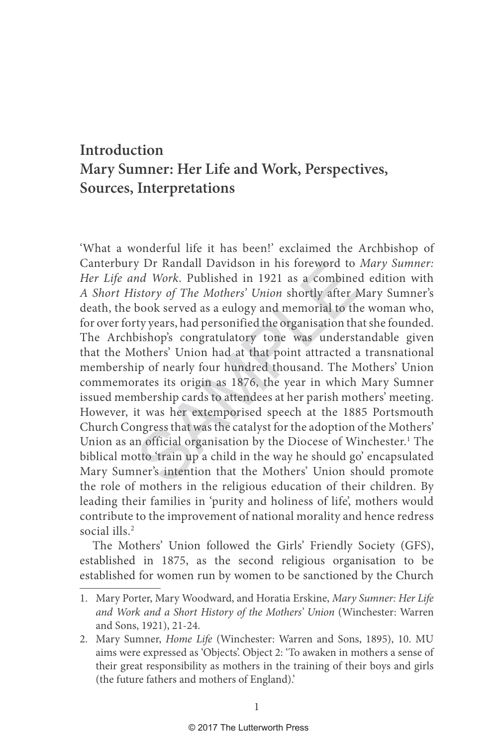# Introduction
# Mary Sumner: Her Life and Work, Perspectives, Sources, Interpretations

'What a wonderful life it has been!' exclaimed the Archbishop of Canterbury Dr Randall Davidson in his foreword to *Mary Sumner: Her Life and Work*. Published in 1921 as a combined edition with *A Short History of The Mothers' Union* shortly after Mary Sumner's death, the book served as a eulogy and memorial to the woman who, for over forty years, had personified the organisation that she founded. The Archbishop's congratulatory tone was understandable given that the Mothers' Union had at that point attracted a transnational membership of nearly four hundred thousand. The Mothers' Union commemorates its origin as 1876, the year in which Mary Sumner issued membership cards to attendees at her parish mothers' meeting. However, it was her extemporised speech at the 1885 Portsmouth Church Congress that was the catalyst for the adoption of the Mothers' Union as an official organisation by the Diocese of Winchester.[1] The biblical motto 'train up a child in the way he should go' encapsulated Mary Sumner's intention that the Mothers' Union should promote the role of mothers in the religious education of their children. By leading their families in 'purity and holiness of life', mothers would contribute to the improvement of national morality and hence redress social ills.[2]

The Mothers' Union followed the Girls' Friendly Society (GFS), established in 1875, as the second religious organisation to be established for women run by women to be sanctioned by the Church

1. Mary Porter, Mary Woodward, and Horatia Erskine, *Mary Sumner: Her Life and Work and a Short History of the Mothers' Union* (Winchester: Warren and Sons, 1921), 21-24.
2. Mary Sumner, *Home Life* (Winchester: Warren and Sons, 1895), 10. MU aims were expressed as 'Objects'. Object 2: 'To awaken in mothers a sense of their great responsibility as mothers in the training of their boys and girls (the future fathers and mothers of England).'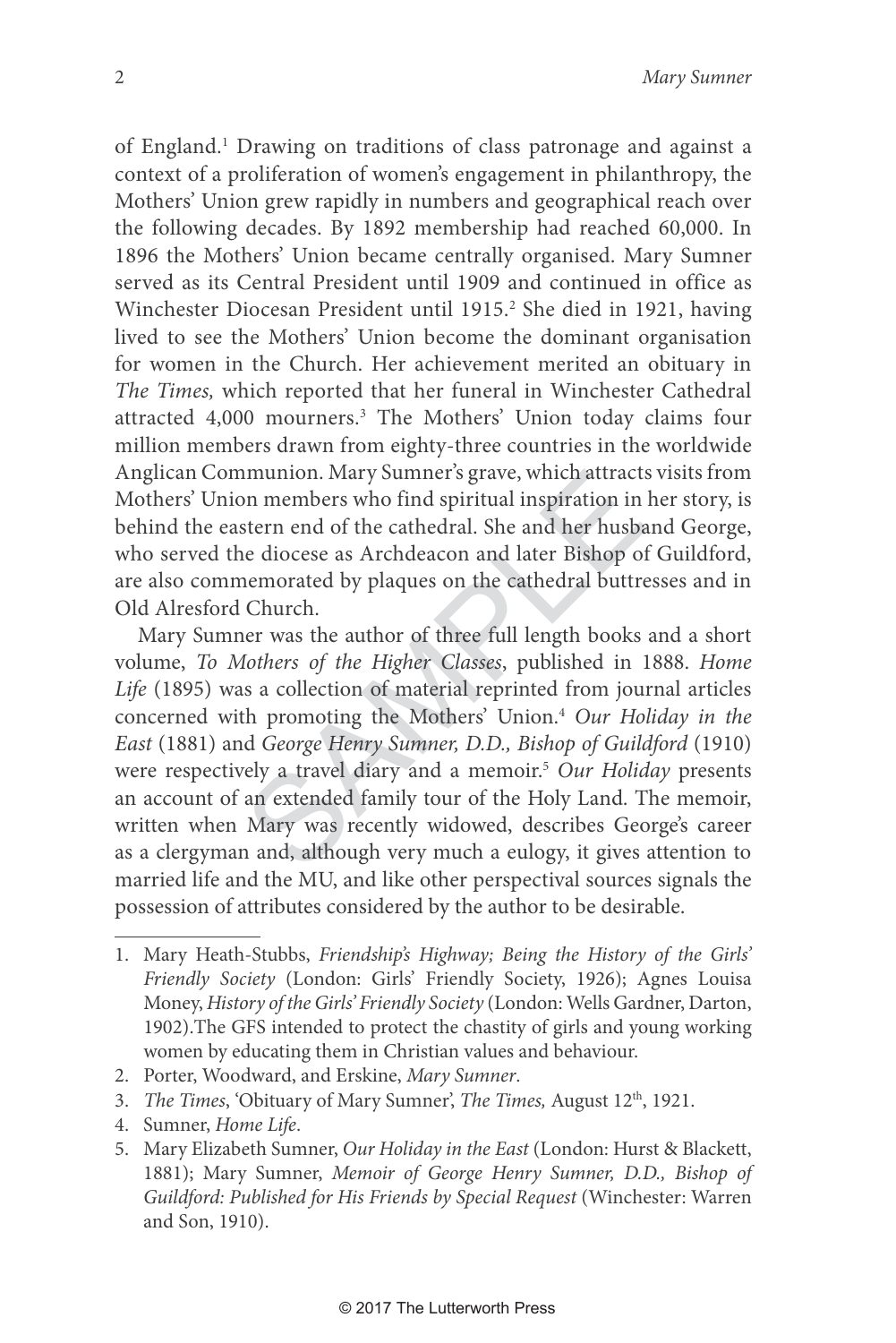of England.[1] Drawing on traditions of class patronage and against a context of a proliferation of women's engagement in philanthropy, the Mothers' Union grew rapidly in numbers and geographical reach over the following decades. By 1892 membership had reached 60,000. In 1896 the Mothers' Union became centrally organised. Mary Sumner served as its Central President until 1909 and continued in office as Winchester Diocesan President until 1915.[2] She died in 1921, having lived to see the Mothers' Union become the dominant organisation for women in the Church. Her achievement merited an obituary in *The Times,* which reported that her funeral in Winchester Cathedral attracted 4,000 mourners.[3] The Mothers' Union today claims four million members drawn from eighty-three countries in the worldwide Anglican Communion. Mary Sumner's grave, which attracts visits from Mothers' Union members who find spiritual inspiration in her story, is behind the eastern end of the cathedral. She and her husband George, who served the diocese as Archdeacon and later Bishop of Guildford, are also commemorated by plaques on the cathedral buttresses and in Old Alresford Church.

Mary Sumner was the author of three full length books and a short volume, *To Mothers of the Higher Classes*, published in 1888. *Home Life* (1895) was a collection of material reprinted from journal articles concerned with promoting the Mothers' Union.[4] *Our Holiday in the East* (1881) and *George Henry Sumner, D.D., Bishop of Guildford* (1910) were respectively a travel diary and a memoir.[5] *Our Holiday* presents an account of an extended family tour of the Holy Land. The memoir, written when Mary was recently widowed, describes George's career as a clergyman and, although very much a eulogy, it gives attention to married life and the MU, and like other perspectival sources signals the possession of attributes considered by the author to be desirable.

---

1. Mary Heath-Stubbs, *Friendship's Highway; Being the History of the Girls' Friendly Society* (London: Girls' Friendly Society, 1926); Agnes Louisa Money, *History of the Girls' Friendly Society* (London: Wells Gardner, Darton, 1902).The GFS intended to protect the chastity of girls and young working women by educating them in Christian values and behaviour.
2. Porter, Woodward, and Erskine, *Mary Sumner*.
3. *The Times*, 'Obituary of Mary Sumner', *The Times,* August 12th, 1921.
4. Sumner, *Home Life*.
5. Mary Elizabeth Sumner, *Our Holiday in the East* (London: Hurst & Blackett, 1881); Mary Sumner, *Memoir of George Henry Sumner, D.D., Bishop of Guildford: Published for His Friends by Special Request* (Winchester: Warren and Son, 1910).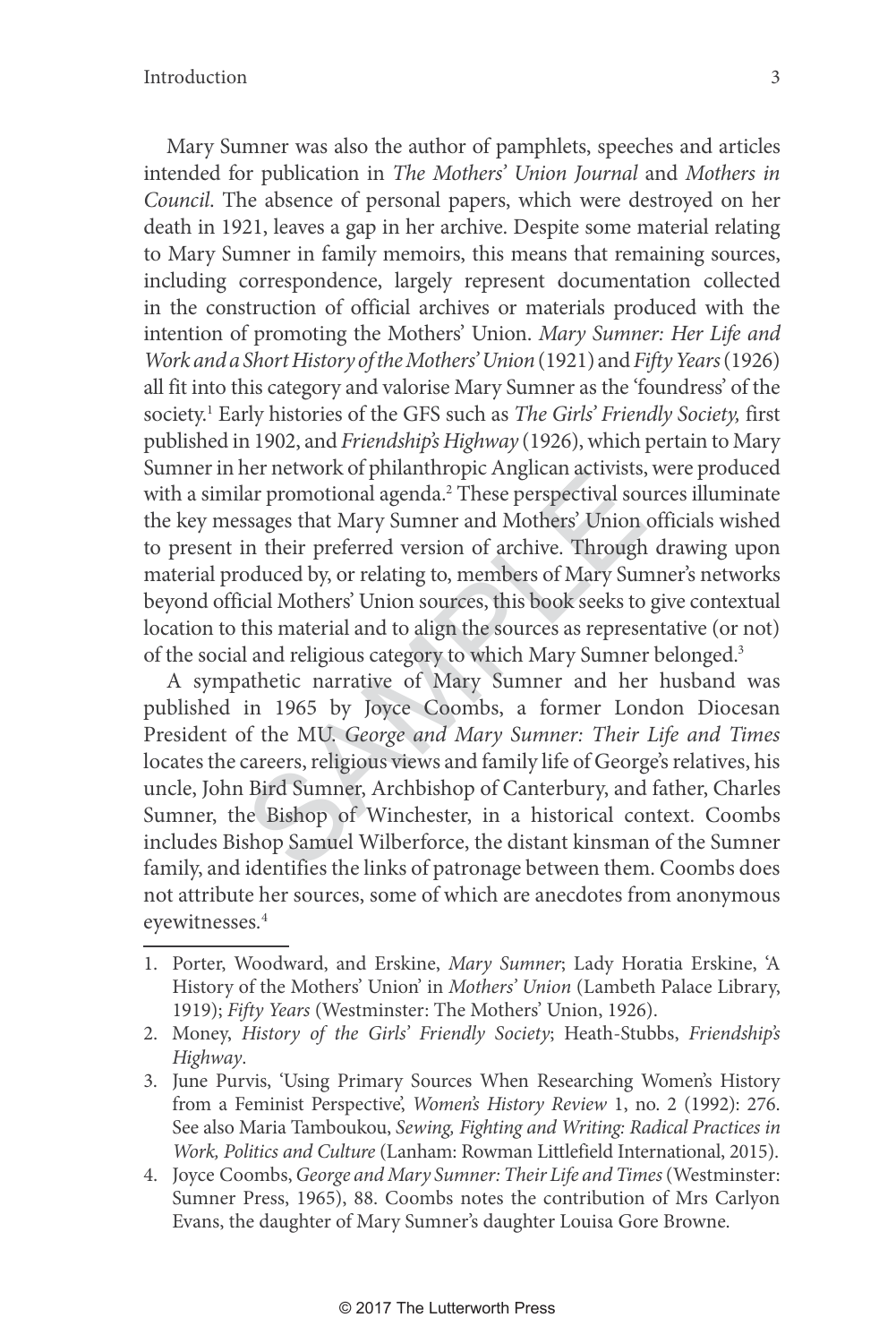Mary Sumner was also the author of pamphlets, speeches and articles intended for publication in *The Mothers' Union Journal* and *Mothers in Council*. The absence of personal papers, which were destroyed on her death in 1921, leaves a gap in her archive. Despite some material relating to Mary Sumner in family memoirs, this means that remaining sources, including correspondence, largely represent documentation collected in the construction of official archives or materials produced with the intention of promoting the Mothers' Union. *Mary Sumner: Her Life and Work and a Short History of the Mothers' Union* (1921) and *Fifty Years* (1926) all fit into this category and valorise Mary Sumner as the 'foundress' of the society.[1] Early histories of the GFS such as *The Girls' Friendly Society,* first published in 1902, and *Friendship's Highway* (1926), which pertain to Mary Sumner in her network of philanthropic Anglican activists, were produced with a similar promotional agenda.[2] These perspectival sources illuminate the key messages that Mary Sumner and Mothers' Union officials wished to present in their preferred version of archive. Through drawing upon material produced by, or relating to, members of Mary Sumner's networks beyond official Mothers' Union sources, this book seeks to give contextual location to this material and to align the sources as representative (or not) of the social and religious category to which Mary Sumner belonged.[3]

A sympathetic narrative of Mary Sumner and her husband was published in 1965 by Joyce Coombs, a former London Diocesan President of the MU. *George and Mary Sumner: Their Life and Times* locates the careers, religious views and family life of George's relatives, his uncle, John Bird Sumner, Archbishop of Canterbury, and father, Charles Sumner, the Bishop of Winchester, in a historical context. Coombs includes Bishop Samuel Wilberforce, the distant kinsman of the Sumner family, and identifies the links of patronage between them. Coombs does not attribute her sources, some of which are anecdotes from anonymous eyewitnesses.[4]

---

1. Porter, Woodward, and Erskine, *Mary Sumner*; Lady Horatia Erskine, 'A History of the Mothers' Union' in *Mothers' Union* (Lambeth Palace Library, 1919); *Fifty Years* (Westminster: The Mothers' Union, 1926).
2. Money, *History of the Girls' Friendly Society*; Heath-Stubbs, *Friendship's Highway*.
3. June Purvis, 'Using Primary Sources When Researching Women's History from a Feminist Perspective', *Women's History Review* 1, no. 2 (1992): 276. See also Maria Tamboukou, *Sewing, Fighting and Writing: Radical Practices in Work, Politics and Culture* (Lanham: Rowman Littlefield International, 2015).
4. Joyce Coombs, *George and Mary Sumner: Their Life and Times* (Westminster: Sumner Press, 1965), 88. Coombs notes the contribution of Mrs Carlyon Evans, the daughter of Mary Sumner's daughter Louisa Gore Browne.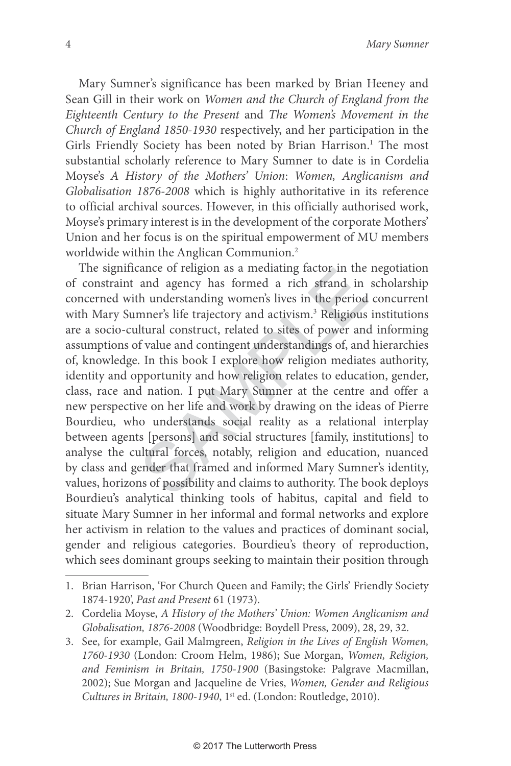Mary Sumner's significance has been marked by Brian Heeney and Sean Gill in their work on *Women and the Church of England from the Eighteenth Century to the Present* and *The Women's Movement in the Church of England 1850-1930* respectively, and her participation in the Girls Friendly Society has been noted by Brian Harrison.[1] The most substantial scholarly reference to Mary Sumner to date is in Cordelia Moyse's *A History of the Mothers' Union*: *Women, Anglicanism and Globalisation 1876-2008* which is highly authoritative in its reference to official archival sources. However, in this officially authorised work, Moyse's primary interest is in the development of the corporate Mothers' Union and her focus is on the spiritual empowerment of MU members worldwide within the Anglican Communion.[2]

The significance of religion as a mediating factor in the negotiation of constraint and agency has formed a rich strand in scholarship concerned with understanding women's lives in the period concurrent with Mary Sumner's life trajectory and activism.[3] Religious institutions are a socio-cultural construct, related to sites of power and informing assumptions of value and contingent understandings of, and hierarchies of, knowledge. In this book I explore how religion mediates authority, identity and opportunity and how religion relates to education, gender, class, race and nation. I put Mary Sumner at the centre and offer a new perspective on her life and work by drawing on the ideas of Pierre Bourdieu, who understands social reality as a relational interplay between agents [persons] and social structures [family, institutions] to analyse the cultural forces, notably, religion and education, nuanced by class and gender that framed and informed Mary Sumner's identity, values, horizons of possibility and claims to authority. The book deploys Bourdieu's analytical thinking tools of habitus, capital and field to situate Mary Sumner in her informal and formal networks and explore her activism in relation to the values and practices of dominant social, gender and religious categories. Bourdieu's theory of reproduction, which sees dominant groups seeking to maintain their position through

---

1. Brian Harrison, 'For Church Queen and Family; the Girls' Friendly Society 1874-1920', *Past and Present* 61 (1973).
2. Cordelia Moyse, *A History of the Mothers' Union: Women Anglicanism and Globalisation, 1876-2008* (Woodbridge: Boydell Press, 2009), 28, 29, 32.
3. See, for example, Gail Malmgreen, *Religion in the Lives of English Women, 1760-1930* (London: Croom Helm, 1986); Sue Morgan, *Women, Religion, and Feminism in Britain, 1750-1900* (Basingstoke: Palgrave Macmillan, 2002); Sue Morgan and Jacqueline de Vries, *Women, Gender and Religious Cultures in Britain, 1800-1940*, 1st ed. (London: Routledge, 2010).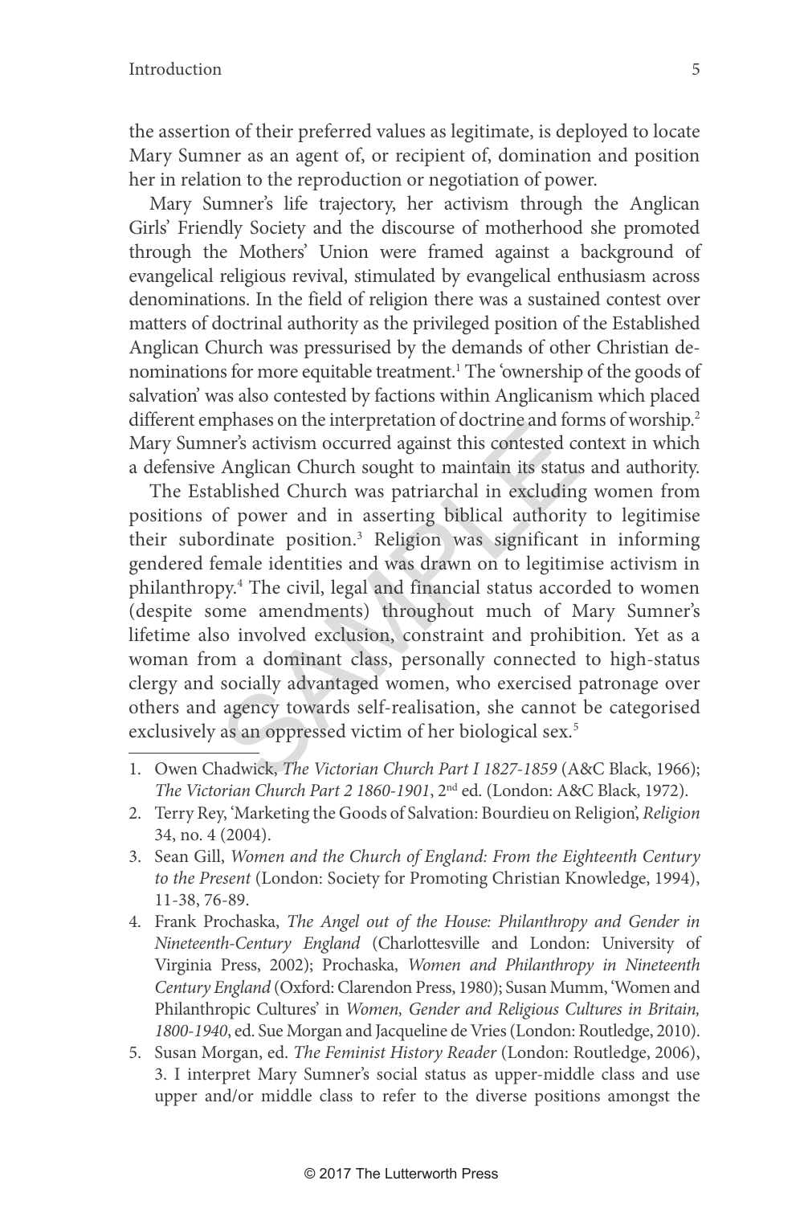the assertion of their preferred values as legitimate, is deployed to locate Mary Sumner as an agent of, or recipient of, domination and position her in relation to the reproduction or negotiation of power.

Mary Sumner's life trajectory, her activism through the Anglican Girls' Friendly Society and the discourse of motherhood she promoted through the Mothers' Union were framed against a background of evangelical religious revival, stimulated by evangelical enthusiasm across denominations. In the field of religion there was a sustained contest over matters of doctrinal authority as the privileged position of the Established Anglican Church was pressurised by the demands of other Christian denominations for more equitable treatment.[1] The 'ownership of the goods of salvation' was also contested by factions within Anglicanism which placed different emphases on the interpretation of doctrine and forms of worship.[2] Mary Sumner's activism occurred against this contested context in which a defensive Anglican Church sought to maintain its status and authority.

The Established Church was patriarchal in excluding women from positions of power and in asserting biblical authority to legitimise their subordinate position.[3] Religion was significant in informing gendered female identities and was drawn on to legitimise activism in philanthropy.[4] The civil, legal and financial status accorded to women (despite some amendments) throughout much of Mary Sumner's lifetime also involved exclusion, constraint and prohibition. Yet as a woman from a dominant class, personally connected to high-status clergy and socially advantaged women, who exercised patronage over others and agency towards self-realisation, she cannot be categorised exclusively as an oppressed victim of her biological sex.[5]

1. Owen Chadwick, *The Victorian Church Part I 1827-1859* (A&C Black, 1966); *The Victorian Church Part 2 1860-1901*, 2nd ed. (London: A&C Black, 1972).
2. Terry Rey, 'Marketing the Goods of Salvation: Bourdieu on Religion', *Religion* 34, no. 4 (2004).
3. Sean Gill, *Women and the Church of England: From the Eighteenth Century to the Present* (London: Society for Promoting Christian Knowledge, 1994), 11-38, 76-89.
4. Frank Prochaska, *The Angel out of the House: Philanthropy and Gender in Nineteenth-Century England* (Charlottesville and London: University of Virginia Press, 2002); Prochaska, *Women and Philanthropy in Nineteenth Century England* (Oxford: Clarendon Press, 1980); Susan Mumm, 'Women and Philanthropic Cultures' in *Women, Gender and Religious Cultures in Britain, 1800-1940*, ed. Sue Morgan and Jacqueline de Vries (London: Routledge, 2010).
5. Susan Morgan, ed. *The Feminist History Reader* (London: Routledge, 2006), 3. I interpret Mary Sumner's social status as upper-middle class and use upper and/or middle class to refer to the diverse positions amongst the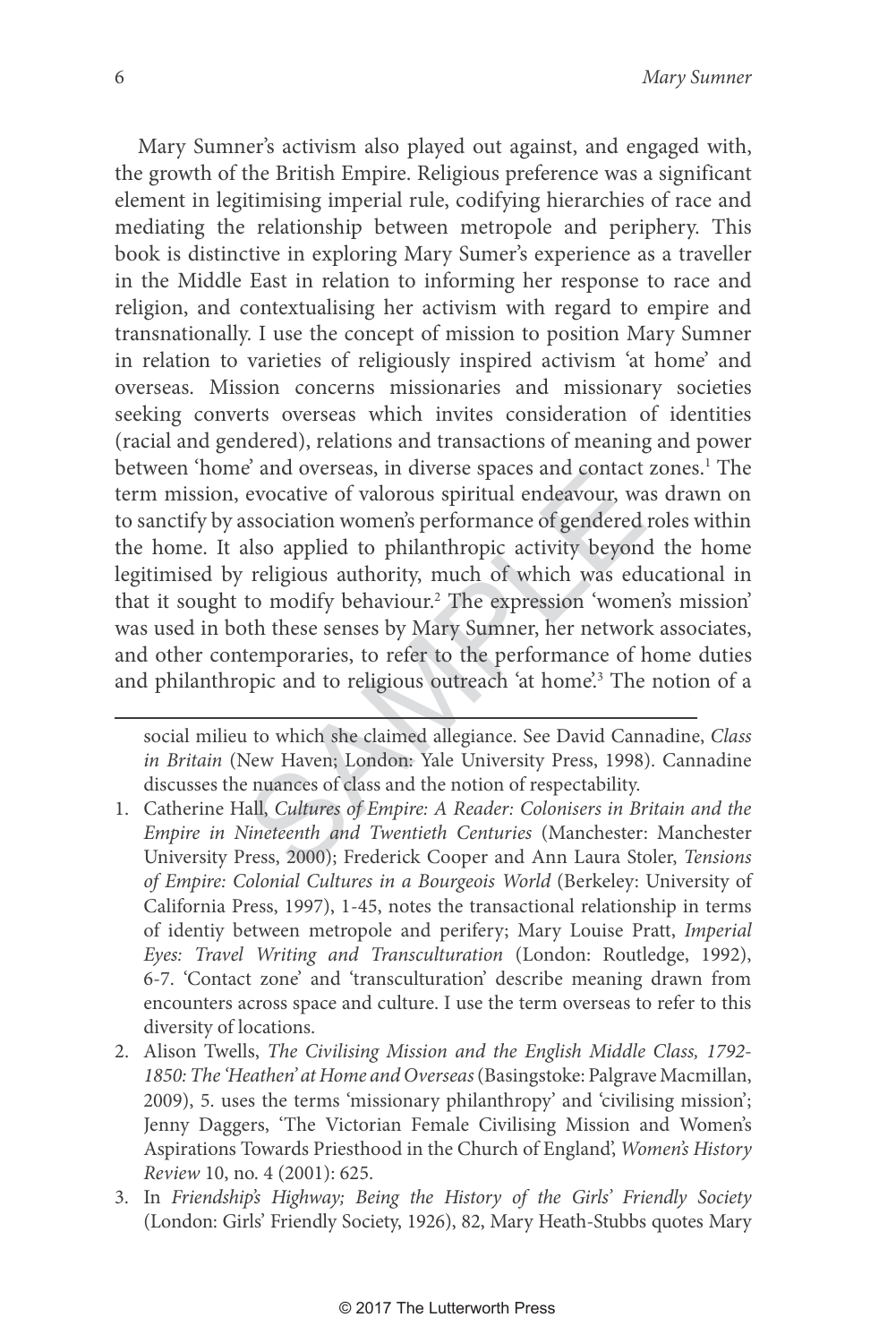Mary Sumner's activism also played out against, and engaged with, the growth of the British Empire. Religious preference was a significant element in legitimising imperial rule, codifying hierarchies of race and mediating the relationship between metropole and periphery. This book is distinctive in exploring Mary Sumer's experience as a traveller in the Middle East in relation to informing her response to race and religion, and contextualising her activism with regard to empire and transnationally. I use the concept of mission to position Mary Sumner in relation to varieties of religiously inspired activism 'at home' and overseas. Mission concerns missionaries and missionary societies seeking converts overseas which invites consideration of identities (racial and gendered), relations and transactions of meaning and power between 'home' and overseas, in diverse spaces and contact zones.[1] The term mission, evocative of valorous spiritual endeavour, was drawn on to sanctify by association women's performance of gendered roles within the home. It also applied to philanthropic activity beyond the home legitimised by religious authority, much of which was educational in that it sought to modify behaviour.[2] The expression 'women's mission' was used in both these senses by Mary Sumner, her network associates, and other contemporaries, to refer to the performance of home duties and philanthropic and to religious outreach 'at home'.[3] The notion of a

---

social milieu to which she claimed allegiance. See David Cannadine, *Class in Britain* (New Haven; London: Yale University Press, 1998). Cannadine discusses the nuances of class and the notion of respectability.

1. Catherine Hall, *Cultures of Empire: A Reader: Colonisers in Britain and the Empire in Nineteenth and Twentieth Centuries* (Manchester: Manchester University Press, 2000); Frederick Cooper and Ann Laura Stoler, *Tensions of Empire: Colonial Cultures in a Bourgeois World* (Berkeley: University of California Press, 1997), 1-45, notes the transactional relationship in terms of identiy between metropole and perifery; Mary Louise Pratt, *Imperial Eyes: Travel Writing and Transculturation* (London: Routledge, 1992), 6-7. 'Contact zone' and 'transculturation' describe meaning drawn from encounters across space and culture. I use the term overseas to refer to this diversity of locations.
2. Alison Twells, *The Civilising Mission and the English Middle Class, 1792-1850: The 'Heathen' at Home and Overseas* (Basingstoke: Palgrave Macmillan, 2009), 5. uses the terms 'missionary philanthropy' and 'civilising mission'; Jenny Daggers, 'The Victorian Female Civilising Mission and Women's Aspirations Towards Priesthood in the Church of England', *Women's History Review* 10, no. 4 (2001): 625.
3. In *Friendship's Highway; Being the History of the Girls' Friendly Society* (London: Girls' Friendly Society, 1926), 82, Mary Heath-Stubbs quotes Mary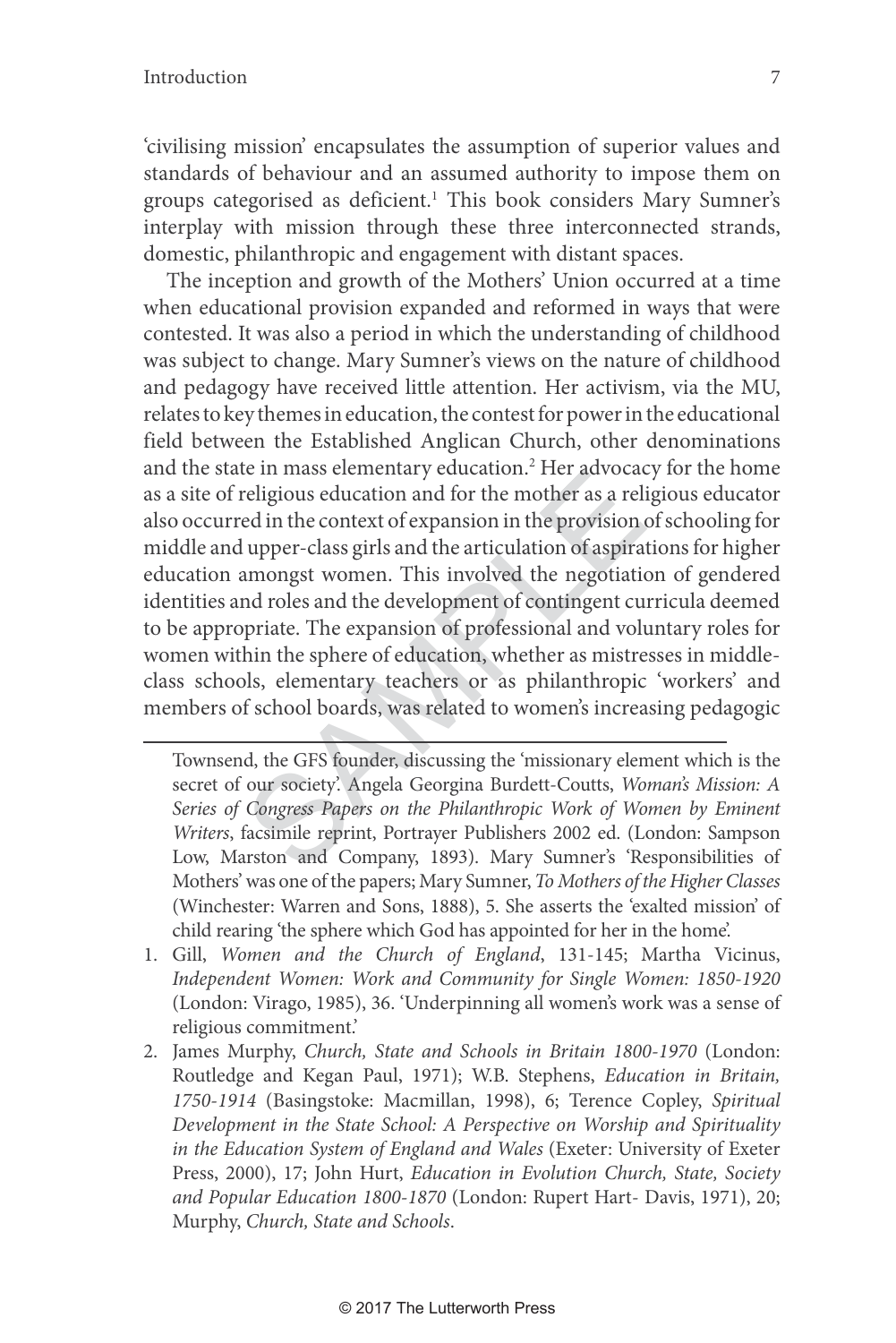'civilising mission' encapsulates the assumption of superior values and standards of behaviour and an assumed authority to impose them on groups categorised as deficient.[1] This book considers Mary Sumner's interplay with mission through these three interconnected strands, domestic, philanthropic and engagement with distant spaces.

The inception and growth of the Mothers' Union occurred at a time when educational provision expanded and reformed in ways that were contested. It was also a period in which the understanding of childhood was subject to change. Mary Sumner's views on the nature of childhood and pedagogy have received little attention. Her activism, via the MU, relates to key themes in education, the contest for power in the educational field between the Established Anglican Church, other denominations and the state in mass elementary education.[2] Her advocacy for the home as a site of religious education and for the mother as a religious educator also occurred in the context of expansion in the provision of schooling for middle and upper-class girls and the articulation of aspirations for higher education amongst women. This involved the negotiation of gendered identities and roles and the development of contingent curricula deemed to be appropriate. The expansion of professional and voluntary roles for women within the sphere of education, whether as mistresses in middle-class schools, elementary teachers or as philanthropic 'workers' and members of school boards, was related to women's increasing pedagogic

---

Townsend, the GFS founder, discussing the 'missionary element which is the secret of our society'. Angela Georgina Burdett-Coutts, *Woman's Mission: A Series of Congress Papers on the Philanthropic Work of Women by Eminent Writers*, facsimile reprint, Portrayer Publishers 2002 ed. (London: Sampson Low, Marston and Company, 1893). Mary Sumner's 'Responsibilities of Mothers' was one of the papers; Mary Sumner, *To Mothers of the Higher Classes* (Winchester: Warren and Sons, 1888), 5. She asserts the 'exalted mission' of child rearing 'the sphere which God has appointed for her in the home'.

1. Gill, *Women and the Church of England*, 131-145; Martha Vicinus, *Independent Women: Work and Community for Single Women: 1850-1920* (London: Virago, 1985), 36. 'Underpinning all women's work was a sense of religious commitment.'
2. James Murphy, *Church, State and Schools in Britain 1800-1970* (London: Routledge and Kegan Paul, 1971); W.B. Stephens, *Education in Britain, 1750-1914* (Basingstoke: Macmillan, 1998), 6; Terence Copley, *Spiritual Development in the State School: A Perspective on Worship and Spirituality in the Education System of England and Wales* (Exeter: University of Exeter Press, 2000), 17; John Hurt, *Education in Evolution Church, State, Society and Popular Education 1800-1870* (London: Rupert Hart- Davis, 1971), 20; Murphy, *Church, State and Schools*.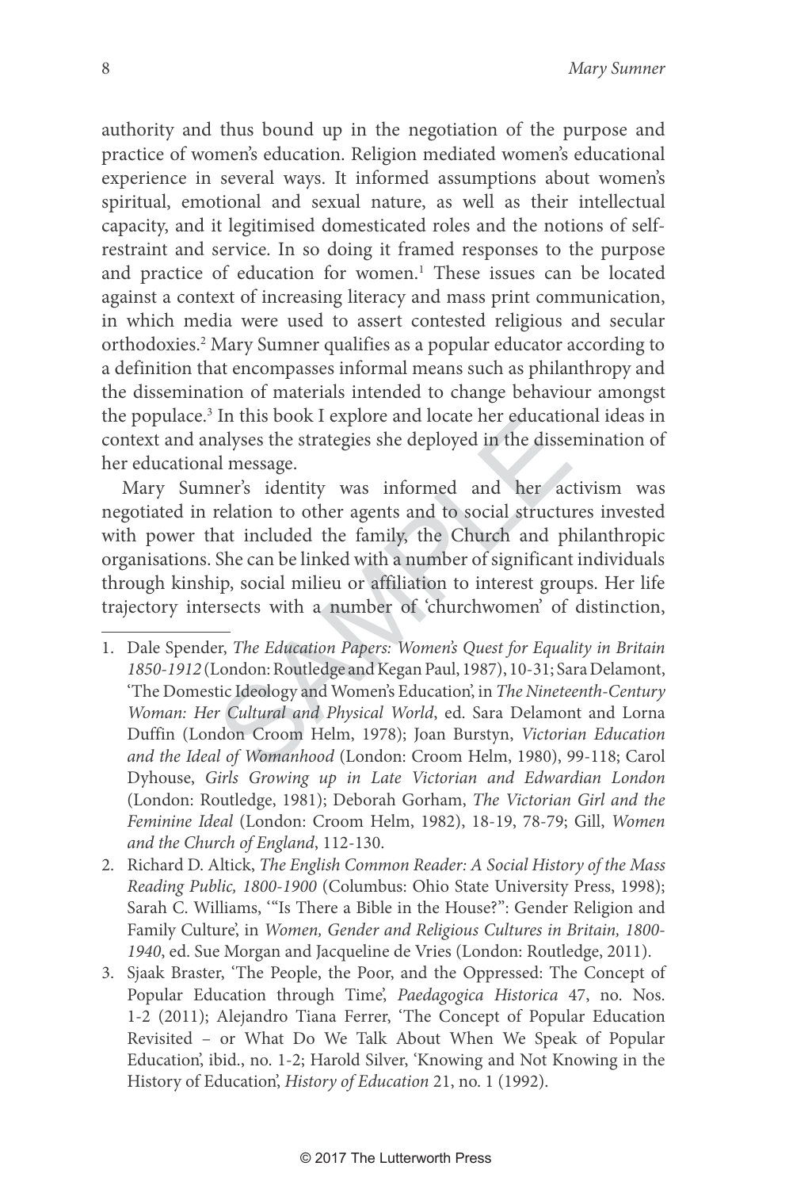authority and thus bound up in the negotiation of the purpose and practice of women's education. Religion mediated women's educational experience in several ways. It informed assumptions about women's spiritual, emotional and sexual nature, as well as their intellectual capacity, and it legitimised domesticated roles and the notions of self-restraint and service. In so doing it framed responses to the purpose and practice of education for women.[1] These issues can be located against a context of increasing literacy and mass print communication, in which media were used to assert contested religious and secular orthodoxies.[2] Mary Sumner qualifies as a popular educator according to a definition that encompasses informal means such as philanthropy and the dissemination of materials intended to change behaviour amongst the populace.[3] In this book I explore and locate her educational ideas in context and analyses the strategies she deployed in the dissemination of her educational message.

Mary Sumner's identity was informed and her activism was negotiated in relation to other agents and to social structures invested with power that included the family, the Church and philanthropic organisations. She can be linked with a number of significant individuals through kinship, social milieu or affiliation to interest groups. Her life trajectory intersects with a number of 'churchwomen' of distinction,

1. Dale Spender, *The Education Papers: Women's Quest for Equality in Britain 1850-1912* (London: Routledge and Kegan Paul, 1987), 10-31; Sara Delamont, 'The Domestic Ideology and Women's Education', in *The Nineteenth-Century Woman: Her Cultural and Physical World*, ed. Sara Delamont and Lorna Duffin (London Croom Helm, 1978); Joan Burstyn, *Victorian Education and the Ideal of Womanhood* (London: Croom Helm, 1980), 99-118; Carol Dyhouse, *Girls Growing up in Late Victorian and Edwardian London* (London: Routledge, 1981); Deborah Gorham, *The Victorian Girl and the Feminine Ideal* (London: Croom Helm, 1982), 18-19, 78-79; Gill, *Women and the Church of England*, 112-130.
2. Richard D. Altick, *The English Common Reader: A Social History of the Mass Reading Public, 1800-1900* (Columbus: Ohio State University Press, 1998); Sarah C. Williams, '"Is There a Bible in the House?": Gender Religion and Family Culture', in *Women, Gender and Religious Cultures in Britain, 1800-1940*, ed. Sue Morgan and Jacqueline de Vries (London: Routledge, 2011).
3. Sjaak Braster, 'The People, the Poor, and the Oppressed: The Concept of Popular Education through Time', *Paedagogica Historica* 47, no. Nos. 1-2 (2011); Alejandro Tiana Ferrer, 'The Concept of Popular Education Revisited – or What Do We Talk About When We Speak of Popular Education', ibid., no. 1-2; Harold Silver, 'Knowing and Not Knowing in the History of Education', *History of Education* 21, no. 1 (1992).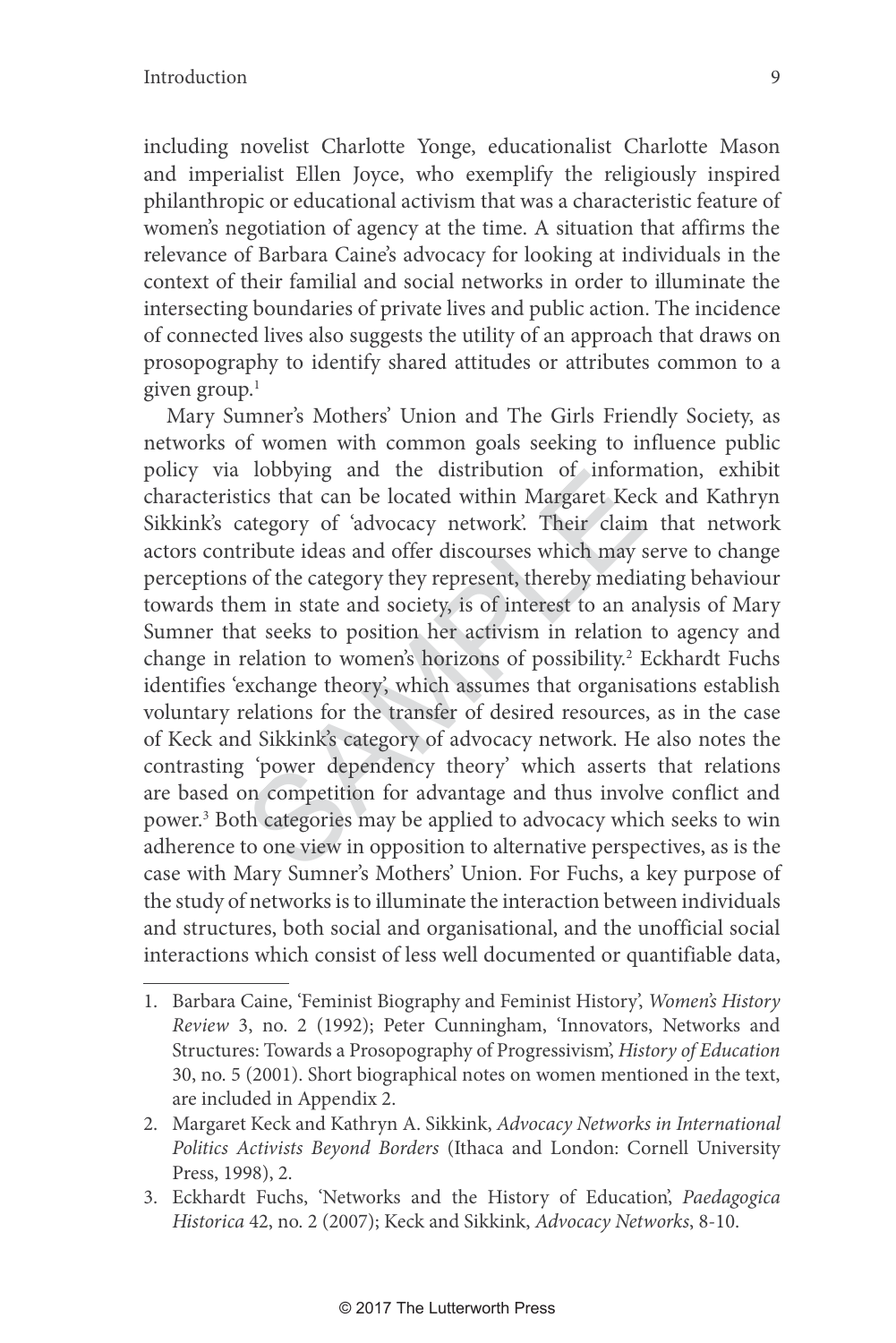including novelist Charlotte Yonge, educationalist Charlotte Mason and imperialist Ellen Joyce, who exemplify the religiously inspired philanthropic or educational activism that was a characteristic feature of women's negotiation of agency at the time. A situation that affirms the relevance of Barbara Caine's advocacy for looking at individuals in the context of their familial and social networks in order to illuminate the intersecting boundaries of private lives and public action. The incidence of connected lives also suggests the utility of an approach that draws on prosopography to identify shared attitudes or attributes common to a given group.[1]

Mary Sumner's Mothers' Union and The Girls Friendly Society, as networks of women with common goals seeking to influence public policy via lobbying and the distribution of information, exhibit characteristics that can be located within Margaret Keck and Kathryn Sikkink's category of 'advocacy network'. Their claim that network actors contribute ideas and offer discourses which may serve to change perceptions of the category they represent, thereby mediating behaviour towards them in state and society, is of interest to an analysis of Mary Sumner that seeks to position her activism in relation to agency and change in relation to women's horizons of possibility.[2] Eckhardt Fuchs identifies 'exchange theory', which assumes that organisations establish voluntary relations for the transfer of desired resources, as in the case of Keck and Sikkink's category of advocacy network. He also notes the contrasting 'power dependency theory' which asserts that relations are based on competition for advantage and thus involve conflict and power.[3] Both categories may be applied to advocacy which seeks to win adherence to one view in opposition to alternative perspectives, as is the case with Mary Sumner's Mothers' Union. For Fuchs, a key purpose of the study of networks is to illuminate the interaction between individuals and structures, both social and organisational, and the unofficial social interactions which consist of less well documented or quantifiable data,

---

1. Barbara Caine, 'Feminist Biography and Feminist History', *Women's History Review* 3, no. 2 (1992); Peter Cunningham, 'Innovators, Networks and Structures: Towards a Prosopography of Progressivism', *History of Education* 30, no. 5 (2001). Short biographical notes on women mentioned in the text, are included in Appendix 2.
2. Margaret Keck and Kathryn A. Sikkink, *Advocacy Networks in International Politics Activists Beyond Borders* (Ithaca and London: Cornell University Press, 1998), 2.
3. Eckhardt Fuchs, 'Networks and the History of Education', *Paedagogica Historica* 42, no. 2 (2007); Keck and Sikkink, *Advocacy Networks*, 8-10.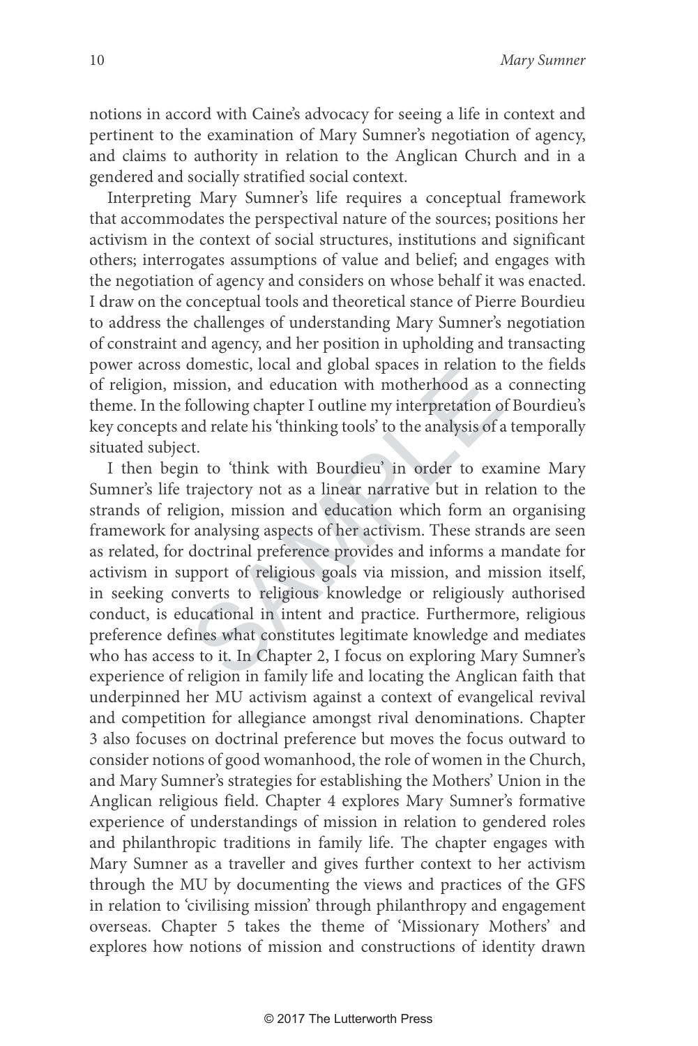notions in accord with Caine's advocacy for seeing a life in context and pertinent to the examination of Mary Sumner's negotiation of agency, and claims to authority in relation to the Anglican Church and in a gendered and socially stratified social context.

Interpreting Mary Sumner's life requires a conceptual framework that accommodates the perspectival nature of the sources; positions her activism in the context of social structures, institutions and significant others; interrogates assumptions of value and belief; and engages with the negotiation of agency and considers on whose behalf it was enacted. I draw on the conceptual tools and theoretical stance of Pierre Bourdieu to address the challenges of understanding Mary Sumner's negotiation of constraint and agency, and her position in upholding and transacting power across domestic, local and global spaces in relation to the fields of religion, mission, and education with motherhood as a connecting theme. In the following chapter I outline my interpretation of Bourdieu's key concepts and relate his 'thinking tools' to the analysis of a temporally situated subject.

I then begin to 'think with Bourdieu' in order to examine Mary Sumner's life trajectory not as a linear narrative but in relation to the strands of religion, mission and education which form an organising framework for analysing aspects of her activism. These strands are seen as related, for doctrinal preference provides and informs a mandate for activism in support of religious goals via mission, and mission itself, in seeking converts to religious knowledge or religiously authorised conduct, is educational in intent and practice. Furthermore, religious preference defines what constitutes legitimate knowledge and mediates who has access to it. In Chapter 2, I focus on exploring Mary Sumner's experience of religion in family life and locating the Anglican faith that underpinned her MU activism against a context of evangelical revival and competition for allegiance amongst rival denominations. Chapter 3 also focuses on doctrinal preference but moves the focus outward to consider notions of good womanhood, the role of women in the Church, and Mary Sumner's strategies for establishing the Mothers' Union in the Anglican religious field. Chapter 4 explores Mary Sumner's formative experience of understandings of mission in relation to gendered roles and philanthropic traditions in family life. The chapter engages with Mary Sumner as a traveller and gives further context to her activism through the MU by documenting the views and practices of the GFS in relation to 'civilising mission' through philanthropy and engagement overseas. Chapter 5 takes the theme of 'Missionary Mothers' and explores how notions of mission and constructions of identity drawn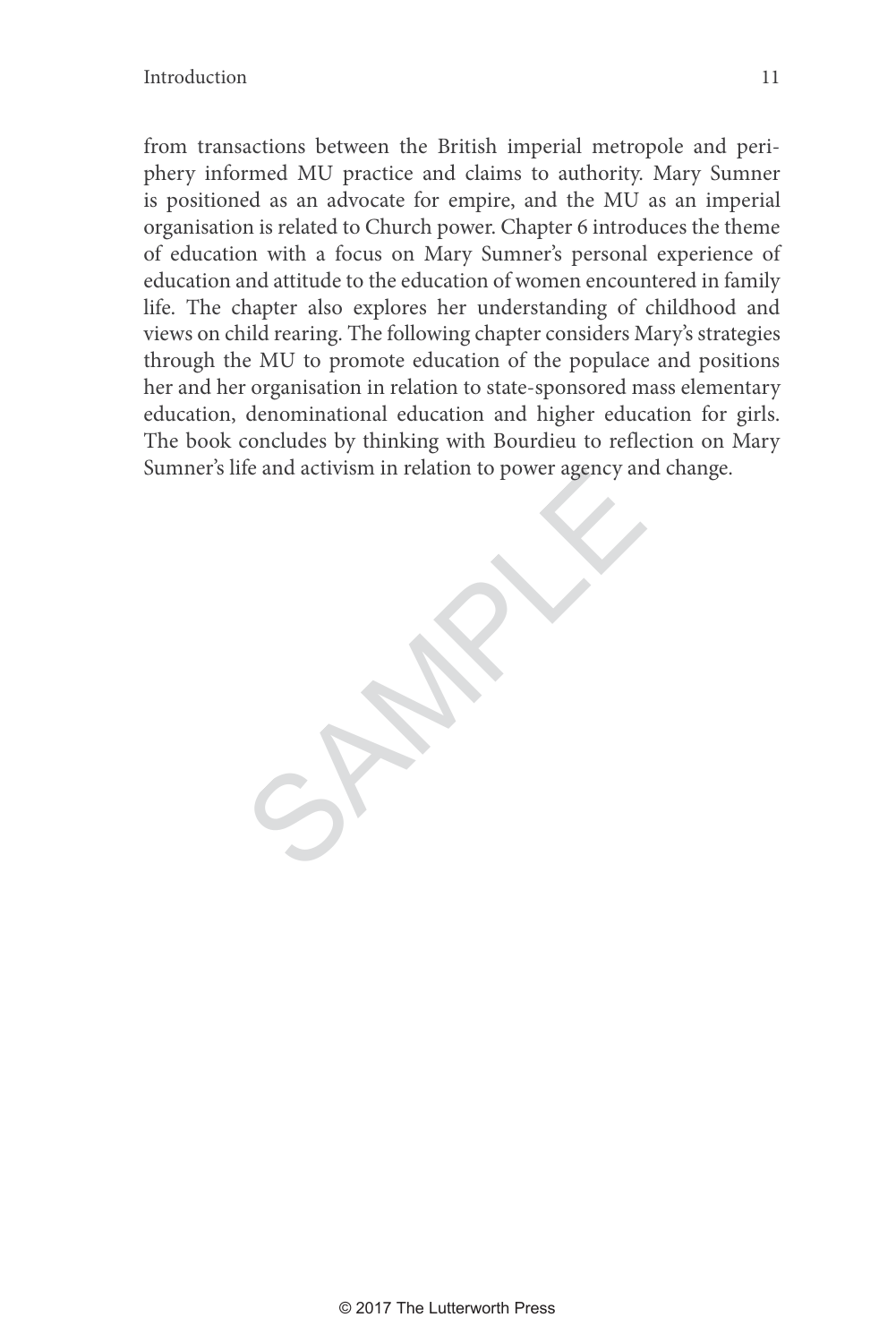from transactions between the British imperial metropole and periphery informed MU practice and claims to authority. Mary Sumner is positioned as an advocate for empire, and the MU as an imperial organisation is related to Church power. Chapter 6 introduces the theme of education with a focus on Mary Sumner's personal experience of education and attitude to the education of women encountered in family life. The chapter also explores her understanding of childhood and views on child rearing. The following chapter considers Mary's strategies through the MU to promote education of the populace and positions her and her organisation in relation to state-sponsored mass elementary education, denominational education and higher education for girls. The book concludes by thinking with Bourdieu to reflection on Mary Sumner's life and activism in relation to power agency and change.

© 2017 The Lutterworth Press